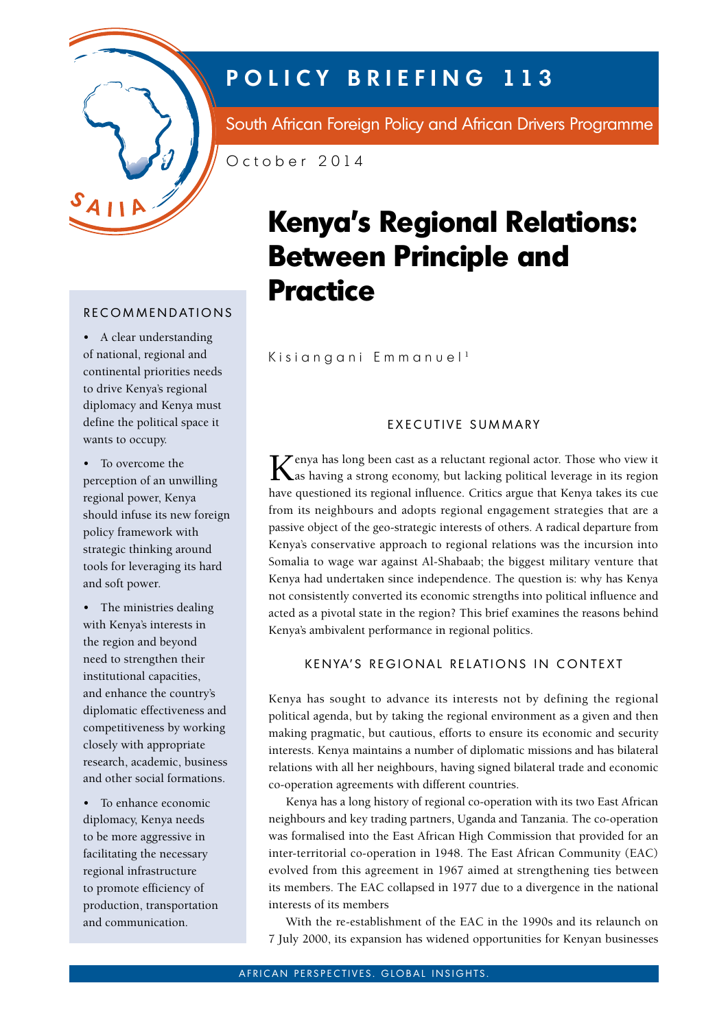# POLICY BRIEFING 113

South African Foreign Policy and African Drivers Programme

October 2014

# Kenya's Regional Relations: Between Principle and Practice

Kisiangani Emmanuel[1]

## RECOMMENDATIONS

- A clear understanding of national, regional and continental priorities needs to drive Kenya's regional diplomacy and Kenya must define the political space it wants to occupy.
- To overcome the perception of an unwilling regional power, Kenya should infuse its new foreign policy framework with strategic thinking around tools for leveraging its hard and soft power.
- The ministries dealing with Kenya's interests in the region and beyond need to strengthen their institutional capacities, and enhance the country's diplomatic effectiveness and competitiveness by working closely with appropriate research, academic, business and other social formations.
- To enhance economic diplomacy, Kenya needs to be more aggressive in facilitating the necessary regional infrastructure to promote efficiency of production, transportation and communication.

## EXECUTIVE SUMMARY

Kenya has long been cast as a reluctant regional actor. Those who view it as having a strong economy, but lacking political leverage in its region have questioned its regional influence. Critics argue that Kenya takes its cue from its neighbours and adopts regional engagement strategies that are a passive object of the geo-strategic interests of others. A radical departure from Kenya's conservative approach to regional relations was the incursion into Somalia to wage war against Al-Shabaab; the biggest military venture that Kenya had undertaken since independence. The question is: why has Kenya not consistently converted its economic strengths into political influence and acted as a pivotal state in the region? This brief examines the reasons behind Kenya's ambivalent performance in regional politics.

## KENYA'S REGIONAL RELATIONS IN CONTEXT

Kenya has sought to advance its interests not by defining the regional political agenda, but by taking the regional environment as a given and then making pragmatic, but cautious, efforts to ensure its economic and security interests. Kenya maintains a number of diplomatic missions and has bilateral relations with all her neighbours, having signed bilateral trade and economic co-operation agreements with different countries.

Kenya has a long history of regional co-operation with its two East African neighbours and key trading partners, Uganda and Tanzania. The co-operation was formalised into the East African High Commission that provided for an inter-territorial co-operation in 1948. The East African Community (EAC) evolved from this agreement in 1967 aimed at strengthening ties between its members. The EAC collapsed in 1977 due to a divergence in the national interests of its members

With the re-establishment of the EAC in the 1990s and its relaunch on 7 July 2000, its expansion has widened opportunities for Kenyan businesses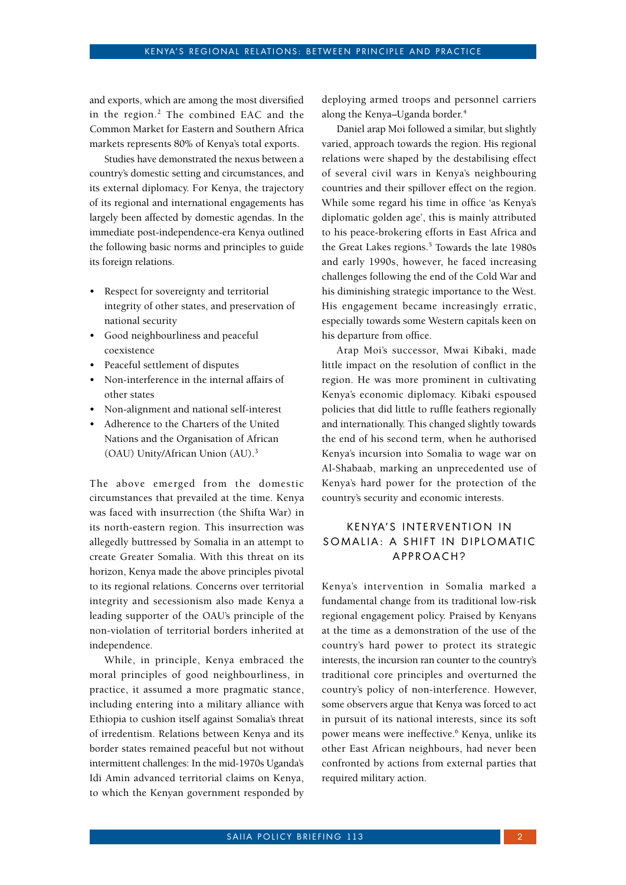and exports, which are among the most diversified in the region.[2] The combined EAC and the Common Market for Eastern and Southern Africa markets represents 80% of Kenya's total exports.

Studies have demonstrated the nexus between a country's domestic setting and circumstances, and its external diplomacy. For Kenya, the trajectory of its regional and international engagements has largely been affected by domestic agendas. In the immediate post-independence-era Kenya outlined the following basic norms and principles to guide its foreign relations.

- Respect for sovereignty and territorial integrity of other states, and preservation of national security
- Good neighbourliness and peaceful coexistence
- Peaceful settlement of disputes
- Non-interference in the internal affairs of other states
- Non-alignment and national self-interest
- Adherence to the Charters of the United Nations and the Organisation of African (OAU) Unity/African Union (AU).[3]

The above emerged from the domestic circumstances that prevailed at the time. Kenya was faced with insurrection (the Shifta War) in its north-eastern region. This insurrection was allegedly buttressed by Somalia in an attempt to create Greater Somalia. With this threat on its horizon, Kenya made the above principles pivotal to its regional relations. Concerns over territorial integrity and secessionism also made Kenya a leading supporter of the OAU's principle of the non-violation of territorial borders inherited at independence.

While, in principle, Kenya embraced the moral principles of good neighbourliness, in practice, it assumed a more pragmatic stance, including entering into a military alliance with Ethiopia to cushion itself against Somalia's threat of irredentism. Relations between Kenya and its border states remained peaceful but not without intermittent challenges: In the mid-1970s Uganda's Idi Amin advanced territorial claims on Kenya, to which the Kenyan government responded by deploying armed troops and personnel carriers along the Kenya–Uganda border.[4]

Daniel arap Moi followed a similar, but slightly varied, approach towards the region. His regional relations were shaped by the destabilising effect of several civil wars in Kenya's neighbouring countries and their spillover effect on the region. While some regard his time in office 'as Kenya's diplomatic golden age', this is mainly attributed to his peace-brokering efforts in East Africa and the Great Lakes regions.[5] Towards the late 1980s and early 1990s, however, he faced increasing challenges following the end of the Cold War and his diminishing strategic importance to the West. His engagement became increasingly erratic, especially towards some Western capitals keen on his departure from office.

Arap Moi's successor, Mwai Kibaki, made little impact on the resolution of conflict in the region. He was more prominent in cultivating Kenya's economic diplomacy. Kibaki espoused policies that did little to ruffle feathers regionally and internationally. This changed slightly towards the end of his second term, when he authorised Kenya's incursion into Somalia to wage war on Al-Shabaab, marking an unprecedented use of Kenya's hard power for the protection of the country's security and economic interests.

## KENYA'S INTERVENTION IN SOMALIA: A SHIFT IN DIPLOMATIC APPROACH?

Kenya's intervention in Somalia marked a fundamental change from its traditional low-risk regional engagement policy. Praised by Kenyans at the time as a demonstration of the use of the country's hard power to protect its strategic interests, the incursion ran counter to the country's traditional core principles and overturned the country's policy of non-interference. However, some observers argue that Kenya was forced to act in pursuit of its national interests, since its soft power means were ineffective.[6] Kenya, unlike its other East African neighbours, had never been confronted by actions from external parties that required military action.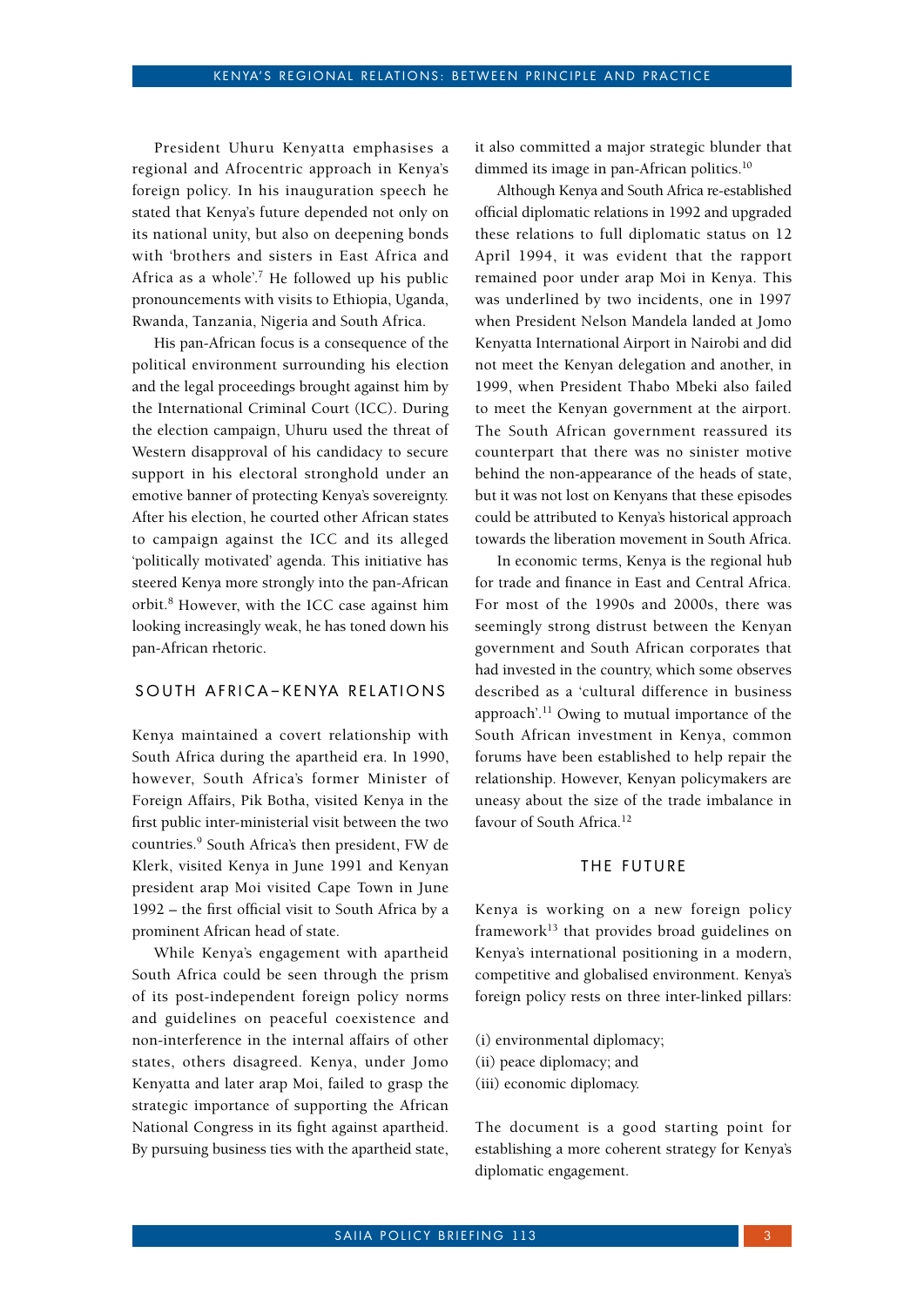President Uhuru Kenyatta emphasises a regional and Afrocentric approach in Kenya's foreign policy. In his inauguration speech he stated that Kenya's future depended not only on its national unity, but also on deepening bonds with 'brothers and sisters in East Africa and Africa as a whole'.[7] He followed up his public pronouncements with visits to Ethiopia, Uganda, Rwanda, Tanzania, Nigeria and South Africa.

His pan-African focus is a consequence of the political environment surrounding his election and the legal proceedings brought against him by the International Criminal Court (ICC). During the election campaign, Uhuru used the threat of Western disapproval of his candidacy to secure support in his electoral stronghold under an emotive banner of protecting Kenya's sovereignty. After his election, he courted other African states to campaign against the ICC and its alleged 'politically motivated' agenda. This initiative has steered Kenya more strongly into the pan-African orbit.[8] However, with the ICC case against him looking increasingly weak, he has toned down his pan-African rhetoric.

## SOUTH AFRICA–KENYA RELATIONS

Kenya maintained a covert relationship with South Africa during the apartheid era. In 1990, however, South Africa's former Minister of Foreign Affairs, Pik Botha, visited Kenya in the first public inter-ministerial visit between the two countries.[9] South Africa's then president, FW de Klerk, visited Kenya in June 1991 and Kenyan president arap Moi visited Cape Town in June 1992 – the first official visit to South Africa by a prominent African head of state.

While Kenya's engagement with apartheid South Africa could be seen through the prism of its post-independent foreign policy norms and guidelines on peaceful coexistence and non-interference in the internal affairs of other states, others disagreed. Kenya, under Jomo Kenyatta and later arap Moi, failed to grasp the strategic importance of supporting the African National Congress in its fight against apartheid. By pursuing business ties with the apartheid state, it also committed a major strategic blunder that dimmed its image in pan-African politics.[10]

Although Kenya and South Africa re-established official diplomatic relations in 1992 and upgraded these relations to full diplomatic status on 12 April 1994, it was evident that the rapport remained poor under arap Moi in Kenya. This was underlined by two incidents, one in 1997 when President Nelson Mandela landed at Jomo Kenyatta International Airport in Nairobi and did not meet the Kenyan delegation and another, in 1999, when President Thabo Mbeki also failed to meet the Kenyan government at the airport. The South African government reassured its counterpart that there was no sinister motive behind the non-appearance of the heads of state, but it was not lost on Kenyans that these episodes could be attributed to Kenya's historical approach towards the liberation movement in South Africa.

In economic terms, Kenya is the regional hub for trade and finance in East and Central Africa. For most of the 1990s and 2000s, there was seemingly strong distrust between the Kenyan government and South African corporates that had invested in the country, which some observes described as a 'cultural difference in business approach'.[11] Owing to mutual importance of the South African investment in Kenya, common forums have been established to help repair the relationship. However, Kenyan policymakers are uneasy about the size of the trade imbalance in favour of South Africa.[12]

## THE FUTURE

Kenya is working on a new foreign policy framework[13] that provides broad guidelines on Kenya's international positioning in a modern, competitive and globalised environment. Kenya's foreign policy rests on three inter-linked pillars:

(i) environmental diplomacy;
(ii) peace diplomacy; and
(iii) economic diplomacy.

The document is a good starting point for establishing a more coherent strategy for Kenya's diplomatic engagement.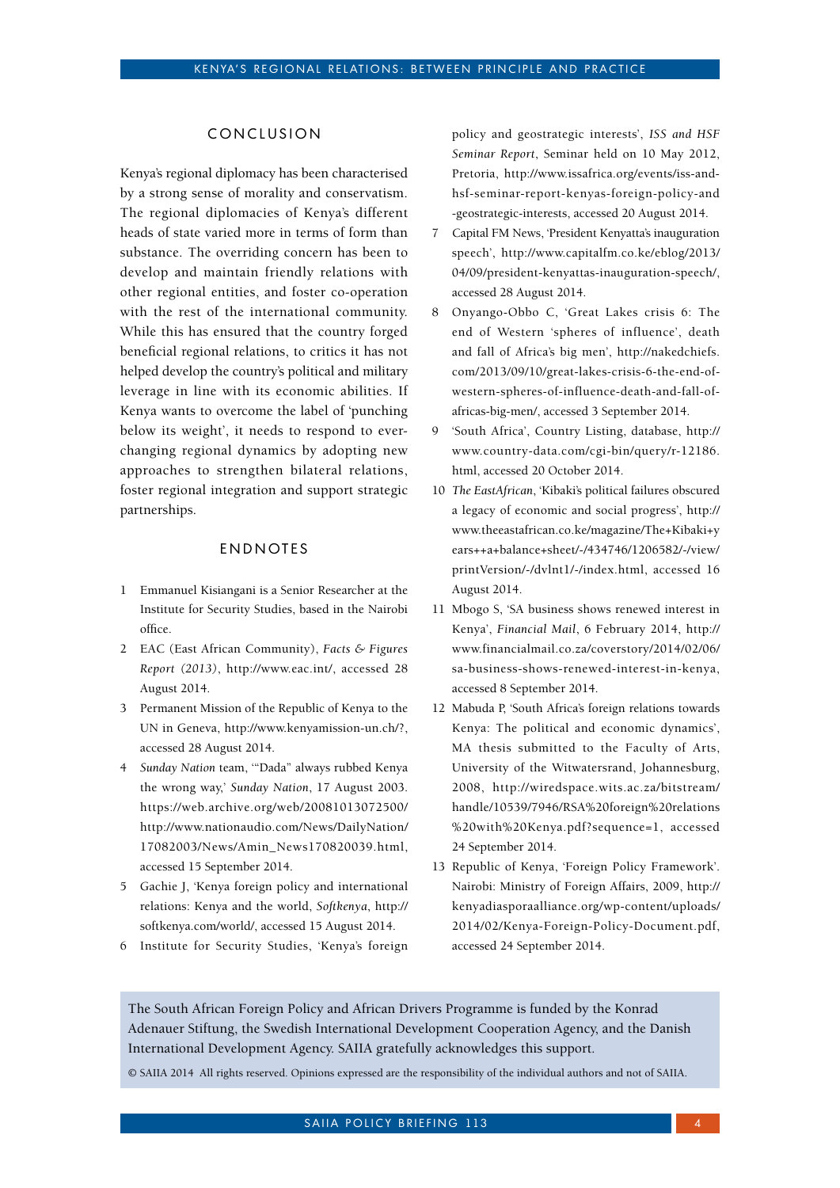## CONCLUSION

Kenya's regional diplomacy has been characterised by a strong sense of morality and conservatism. The regional diplomacies of Kenya's different heads of state varied more in terms of form than substance. The overriding concern has been to develop and maintain friendly relations with other regional entities, and foster co-operation with the rest of the international community. While this has ensured that the country forged beneficial regional relations, to critics it has not helped develop the country's political and military leverage in line with its economic abilities. If Kenya wants to overcome the label of 'punching below its weight', it needs to respond to ever-changing regional dynamics by adopting new approaches to strengthen bilateral relations, foster regional integration and support strategic partnerships.

## ENDNOTES

1. Emmanuel Kisiangani is a Senior Researcher at the Institute for Security Studies, based in the Nairobi office.
2. EAC (East African Community), *Facts & Figures Report (2013)*, http://www.eac.int/, accessed 28 August 2014.
3. Permanent Mission of the Republic of Kenya to the UN in Geneva, http://www.kenyamission-un.ch/?, accessed 28 August 2014.
4. *Sunday Nation* team, '"Dada" always rubbed Kenya the wrong way,' *Sunday Nation*, 17 August 2003. https://web.archive.org/web/20081013072500/http://www.nationaudio.com/News/DailyNation/17082003/News/Amin_News170820039.html, accessed 15 September 2014.
5. Gachie J, 'Kenya foreign policy and international relations: Kenya and the world, *Softkenya*, http://softkenya.com/world/, accessed 15 August 2014.
6. Institute for Security Studies, 'Kenya's foreign policy and geostrategic interests', *ISS and HSF Seminar Report*, Seminar held on 10 May 2012, Pretoria, http://www.issafrica.org/events/iss-and-hsf-seminar-report-kenyas-foreign-policy-and-geostrategic-interests, accessed 20 August 2014.
7. Capital FM News, 'President Kenyatta's inauguration speech', http://www.capitalfm.co.ke/eblog/2013/04/09/president-kenyattas-inauguration-speech/, accessed 28 August 2014.
8. Onyango-Obbo C, 'Great Lakes crisis 6: The end of Western 'spheres of influence', death and fall of Africa's big men', http://nakedchiefs.com/2013/09/10/great-lakes-crisis-6-the-end-of-western-spheres-of-influence-death-and-fall-of-africas-big-men/, accessed 3 September 2014.
9. 'South Africa', Country Listing, database, http://www.country-data.com/cgi-bin/query/r-12186.html, accessed 20 October 2014.
10. *The EastAfrican*, 'Kibaki's political failures obscured a legacy of economic and social progress', http://www.theeastafrican.co.ke/magazine/The+Kibaki+years++a+balance+sheet/-/434746/1206582/-/view/printVersion/-/dvlnt1/-/index.html, accessed 16 August 2014.
11. Mbogo S, 'SA business shows renewed interest in Kenya', *Financial Mail*, 6 February 2014, http://www.financialmail.co.za/coverstory/2014/02/06/sa-business-shows-renewed-interest-in-kenya, accessed 8 September 2014.
12. Mabuda P, 'South Africa's foreign relations towards Kenya: The political and economic dynamics', MA thesis submitted to the Faculty of Arts, University of the Witwatersrand, Johannesburg, 2008, http://wiredspace.wits.ac.za/bitstream/handle/10539/7946/RSA%20foreign%20relations%20with%20Kenya.pdf?sequence=1, accessed 24 September 2014.
13. Republic of Kenya, 'Foreign Policy Framework'. Nairobi: Ministry of Foreign Affairs, 2009, http://kenyadiasporaalliance.org/wp-content/uploads/2014/02/Kenya-Foreign-Policy-Document.pdf, accessed 24 September 2014.

The South African Foreign Policy and African Drivers Programme is funded by the Konrad Adenauer Stiftung, the Swedish International Development Cooperation Agency, and the Danish International Development Agency. SAIIA gratefully acknowledges this support.

© SAIIA 2014 All rights reserved. Opinions expressed are the responsibility of the individual authors and not of SAIIA.